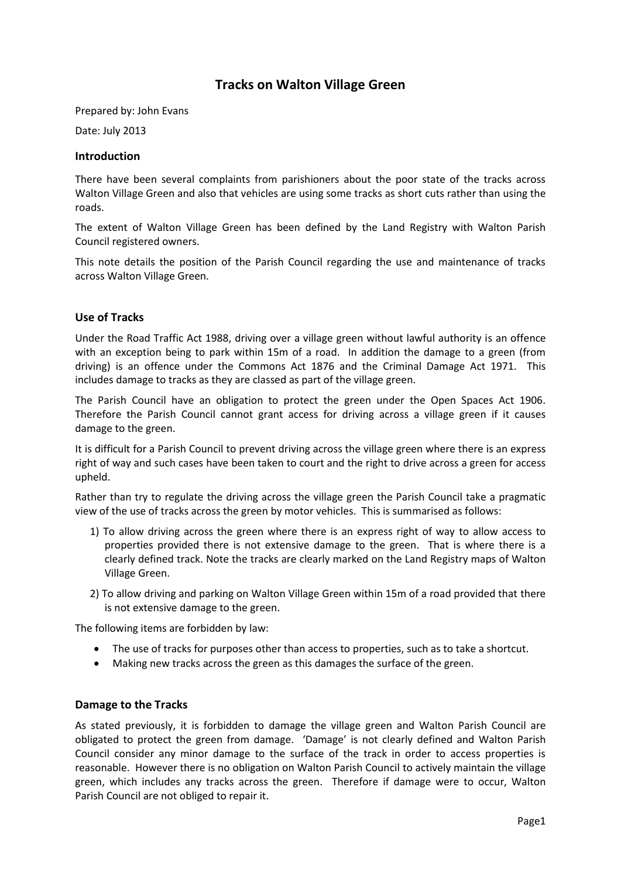# Tracks on Walton Village Green

Prepared by: John Evans

Date: July 2013

## Introduction

There have been several complaints from parishioners about the poor state of the tracks across Walton Village Green and also that vehicles are using some tracks as short cuts rather than using the roads.

The extent of Walton Village Green has been defined by the Land Registry with Walton Parish Council registered owners.

This note details the position of the Parish Council regarding the use and maintenance of tracks across Walton Village Green.

## Use of Tracks

Under the Road Traffic Act 1988, driving over a village green without lawful authority is an offence with an exception being to park within 15m of a road. In addition the damage to a green (from driving) is an offence under the Commons Act 1876 and the Criminal Damage Act 1971. This includes damage to tracks as they are classed as part of the village green.

The Parish Council have an obligation to protect the green under the Open Spaces Act 1906. Therefore the Parish Council cannot grant access for driving across a village green if it causes damage to the green.

It is difficult for a Parish Council to prevent driving across the village green where there is an express right of way and such cases have been taken to court and the right to drive across a green for access upheld.

Rather than try to regulate the driving across the village green the Parish Council take a pragmatic view of the use of tracks across the green by motor vehicles. This is summarised as follows:

1) To allow driving across the green where there is an express right of way to allow access to properties provided there is not extensive damage to the green. That is where there is a clearly defined track. Note the tracks are clearly marked on the Land Registry maps of Walton Village Green.
2) To allow driving and parking on Walton Village Green within 15m of a road provided that there is not extensive damage to the green.

The following items are forbidden by law:

- The use of tracks for purposes other than access to properties, such as to take a shortcut.
- Making new tracks across the green as this damages the surface of the green.

## Damage to the Tracks

As stated previously, it is forbidden to damage the village green and Walton Parish Council are obligated to protect the green from damage. 'Damage' is not clearly defined and Walton Parish Council consider any minor damage to the surface of the track in order to access properties is reasonable. However there is no obligation on Walton Parish Council to actively maintain the village green, which includes any tracks across the green. Therefore if damage were to occur, Walton Parish Council are not obliged to repair it.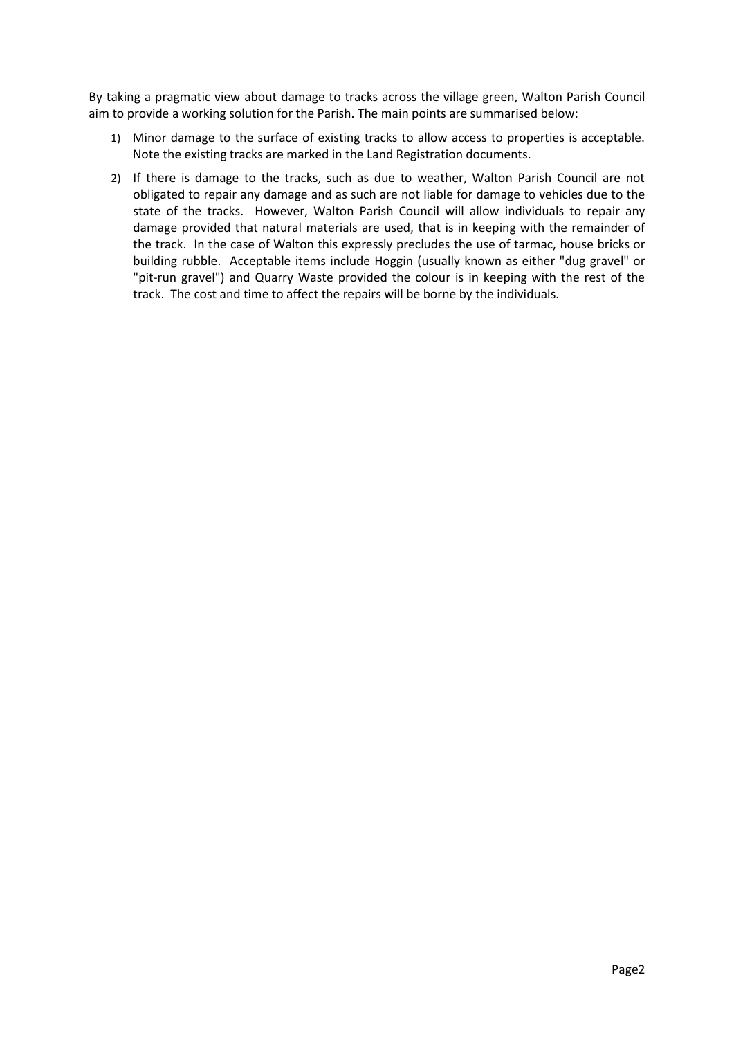By taking a pragmatic view about damage to tracks across the village green, Walton Parish Council aim to provide a working solution for the Parish. The main points are summarised below:

1) Minor damage to the surface of existing tracks to allow access to properties is acceptable. Note the existing tracks are marked in the Land Registration documents.
2) If there is damage to the tracks, such as due to weather, Walton Parish Council are not obligated to repair any damage and as such are not liable for damage to vehicles due to the state of the tracks. However, Walton Parish Council will allow individuals to repair any damage provided that natural materials are used, that is in keeping with the remainder of the track. In the case of Walton this expressly precludes the use of tarmac, house bricks or building rubble. Acceptable items include Hoggin (usually known as either "dug gravel" or "pit-run gravel") and Quarry Waste provided the colour is in keeping with the rest of the track. The cost and time to affect the repairs will be borne by the individuals.